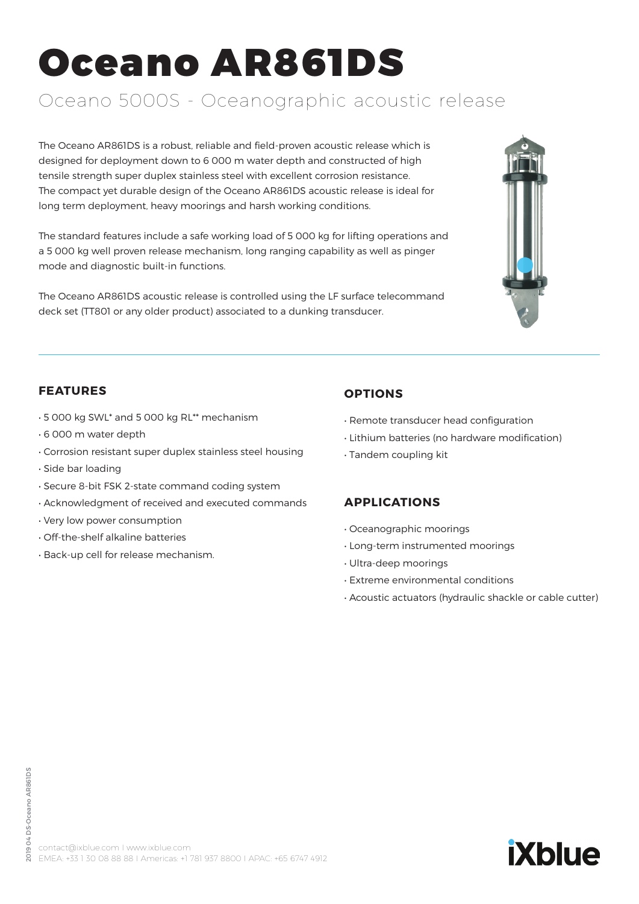# Oceano AR861DS

## Oceano 5000S - Oceanographic acoustic release

The Oceano AR861DS is a robust, reliable and field-proven acoustic release which is designed for deployment down to 6 000 m water depth and constructed of high tensile strength super duplex stainless steel with excellent corrosion resistance. The compact yet durable design of the Oceano AR861DS acoustic release is ideal for long term deployment, heavy moorings and harsh working conditions.

The standard features include a safe working load of 5 000 kg for lifting operations and a 5 000 kg well proven release mechanism, long ranging capability as well as pinger mode and diagnostic built-in functions.

The Oceano AR861DS acoustic release is controlled using the LF surface telecommand deck set (TT801 or any older product) associated to a dunking transducer.

### FEATURES

- 5 000 kg SWL* and 5 000 kg RL** mechanism
- 6 000 m water depth
- Corrosion resistant super duplex stainless steel housing
- Side bar loading
- Secure 8-bit FSK 2-state command coding system
- Acknowledgment of received and executed commands
- Very low power consumption
- Off-the-shelf alkaline batteries
- Back-up cell for release mechanism.

### OPTIONS

- Remote transducer head configuration
- Lithium batteries (no hardware modification)
- Tandem coupling kit

### APPLICATIONS

- Oceanographic moorings
- Long-term instrumented moorings
- Ultra-deep moorings
- Extreme environmental conditions
- Acoustic actuators (hydraulic shackle or cable cutter)

contact@ixblue.com | www.ixblue.com
EMEA: +33 1 30 08 88 88 | Americas: +1 781 937 8800 | APAC: +65 6747 4912

2019 04 DS-Oceano AR861DS

iXblue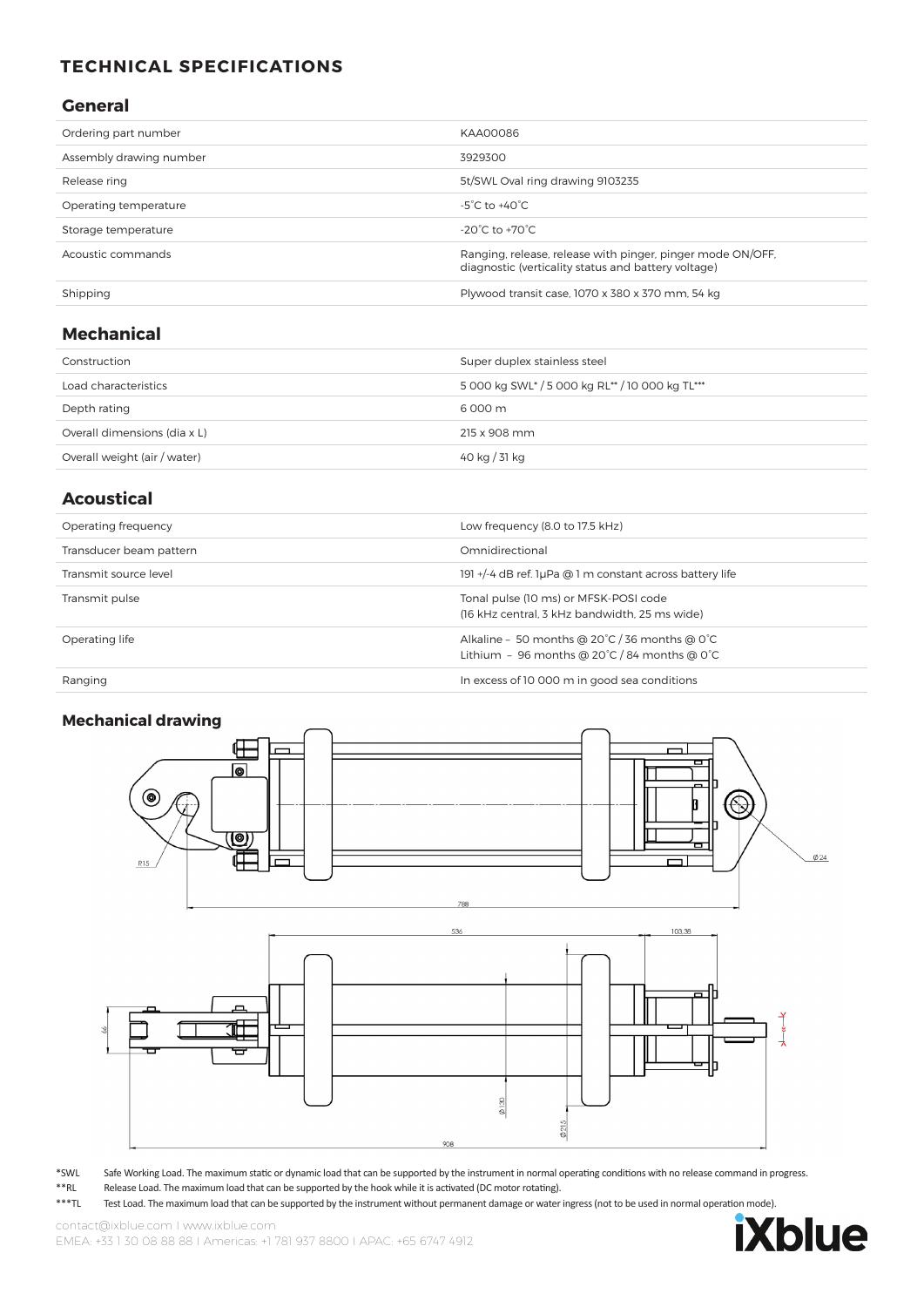# TECHNICAL SPECIFICATIONS

## General

| | |
|---|---|
| Ordering part number | KAA00086 |
| Assembly drawing number | 3929300 |
| Release ring | 5t/SWL Oval ring drawing 9103235 |
| Operating temperature | -5°C to +40°C |
| Storage temperature | -20°C to +70°C |
| Acoustic commands | Ranging, release, release with pinger, pinger mode ON/OFF, diagnostic (verticality status and battery voltage) |
| Shipping | Plywood transit case, 1070 x 380 x 370 mm, 54 kg |

## Mechanical

| | |
|---|---|
| Construction | Super duplex stainless steel |
| Load characteristics | 5 000 kg SWL* / 5 000 kg RL** / 10 000 kg TL*** |
| Depth rating | 6 000 m |
| Overall dimensions (dia x L) | 215 x 908 mm |
| Overall weight (air / water) | 40 kg / 31 kg |

## Acoustical

| | |
|---|---|
| Operating frequency | Low frequency (8.0 to 17.5 kHz) |
| Transducer beam pattern | Omnidirectional |
| Transmit source level | 191 +/-4 dB ref. 1µPa @ 1 m constant across battery life |
| Transmit pulse | Tonal pulse (10 ms) or MFSK-POSI code (16 kHz central, 3 kHz bandwidth, 25 ms wide) |
| Operating life | Alkaline – 50 months @ 20°C / 36 months @ 0°C<br>Lithium – 96 months @ 20°C / 84 months @ 0°C |
| Ranging | In excess of 10 000 m in good sea conditions |

## Mechanical drawing

R15

Ø24

788

536

103,38

66

Ø130

Ø215

908

*SWL Safe Working Load. The maximum static or dynamic load that can be supported by the instrument in normal operating conditions with no release command in progress.

**RL Release Load. The maximum load that can be supported by the hook while it is activated (DC motor rotating).

***TL Test Load. The maximum load that can be supported by the instrument without permanent damage or water ingress (not to be used in normal operation mode).

contact@ixblue.com | www.ixblue.com

EMEA: +33 1 30 08 88 88 | Americas: +1 781 937 8800 | APAC: +65 6747 4912

iXblue